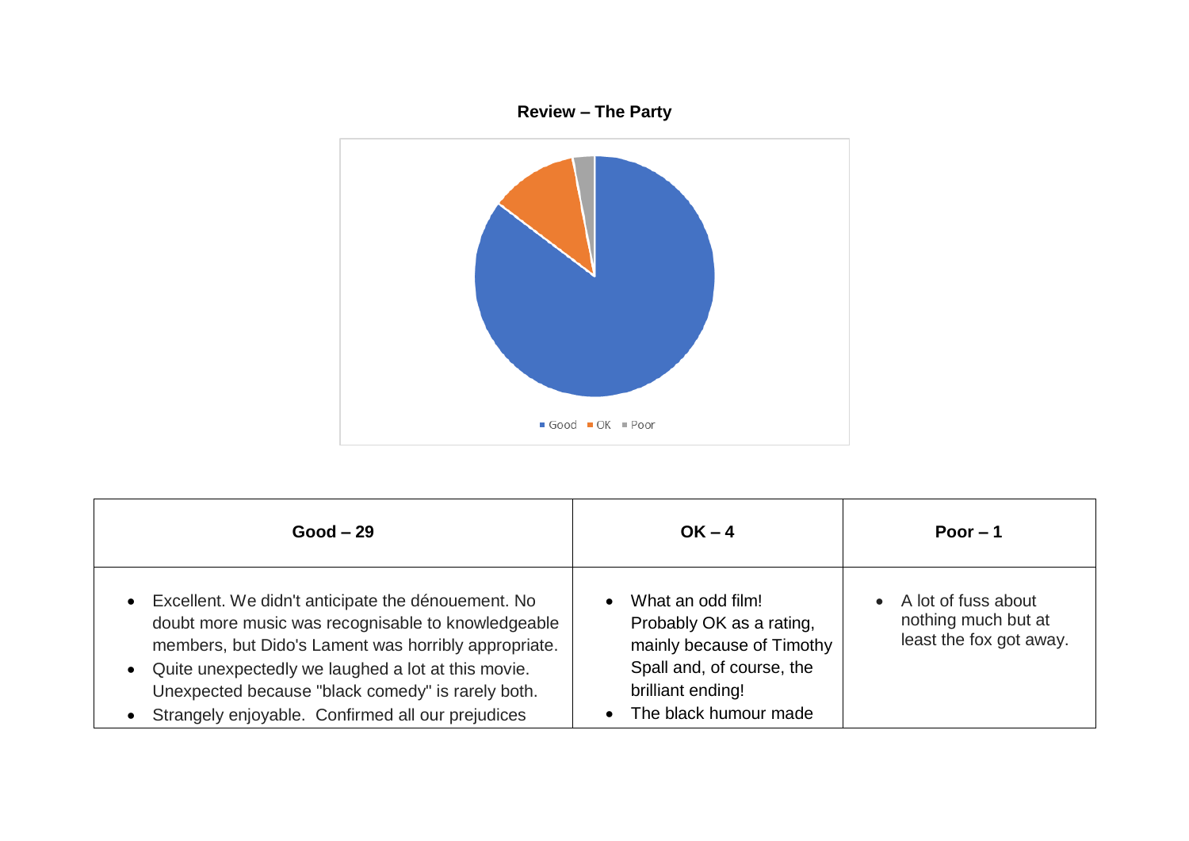**Review – The Party**

Good · OK · Poor

| Good – 29 | OK – 4 | Poor – 1 |
|---|---|---|
| • Excellent. We didn't anticipate the dénouement. No doubt more music was recognisable to knowledgeable members, but Dido's Lament was horribly appropriate.<br>• Quite unexpectedly we laughed a lot at this movie. Unexpected because "black comedy" is rarely both.<br>• Strangely enjoyable. Confirmed all our prejudices | • What an odd film! Probably OK as a rating, mainly because of Timothy Spall and, of course, the brilliant ending!<br>• The black humour made | • A lot of fuss about nothing much but at least the fox got away. |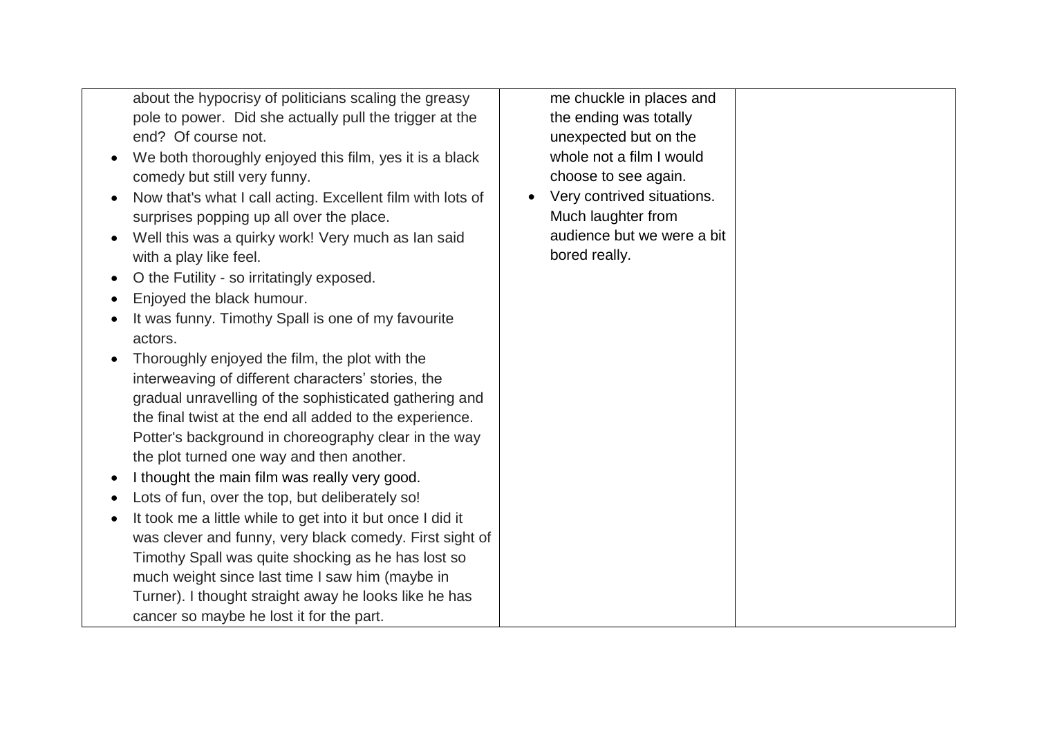| | | |
|---|---|---|
| about the hypocrisy of politicians scaling the greasy pole to power. Did she actually pull the trigger at the end? Of course not.<br>• We both thoroughly enjoyed this film, yes it is a black comedy but still very funny.<br>• Now that's what I call acting. Excellent film with lots of surprises popping up all over the place.<br>• Well this was a quirky work! Very much as Ian said with a play like feel.<br>• O the Futility - so irritatingly exposed.<br>• Enjoyed the black humour.<br>• It was funny. Timothy Spall is one of my favourite actors.<br>• Thoroughly enjoyed the film, the plot with the interweaving of different characters' stories, the gradual unravelling of the sophisticated gathering and the final twist at the end all added to the experience. Potter's background in choreography clear in the way the plot turned one way and then another.<br>• I thought the main film was really very good.<br>• Lots of fun, over the top, but deliberately so!<br>• It took me a little while to get into it but once I did it was clever and funny, very black comedy. First sight of Timothy Spall was quite shocking as he has lost so much weight since last time I saw him (maybe in Turner). I thought straight away he looks like he has cancer so maybe he lost it for the part. | me chuckle in places and the ending was totally unexpected but on the whole not a film I would choose to see again.<br>• Very contrived situations. Much laughter from audience but we were a bit bored really. | |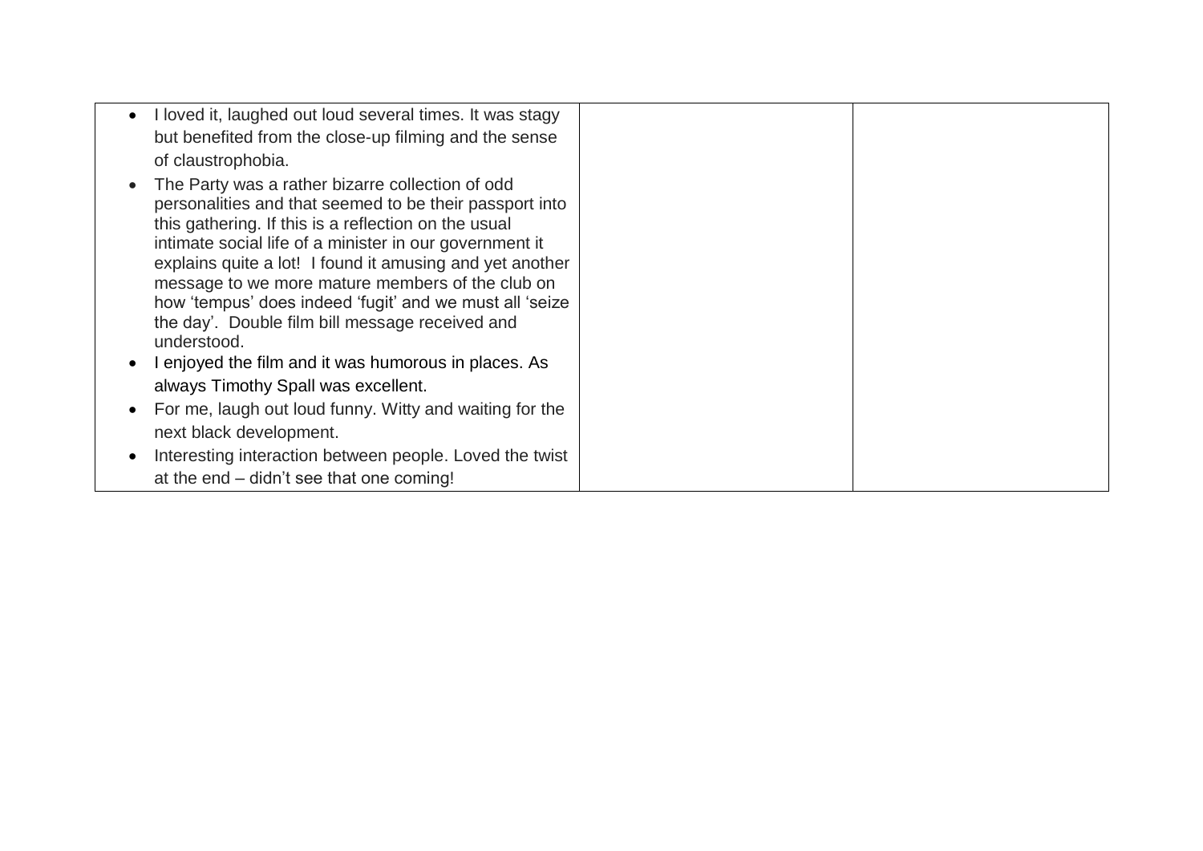| | | |
|---|---|---|
| <ul><li>I loved it, laughed out loud several times. It was stagy but benefited from the close-up filming and the sense of claustrophobia.</li><li>The Party was a rather bizarre collection of odd personalities and that seemed to be their passport into this gathering. If this is a reflection on the usual intimate social life of a minister in our government it explains quite a lot! I found it amusing and yet another message to we more mature members of the club on how 'tempus' does indeed 'fugit' and we must all 'seize the day'. Double film bill message received and understood.</li><li>I enjoyed the film and it was humorous in places. As always Timothy Spall was excellent.</li><li>For me, laugh out loud funny. Witty and waiting for the next black development.</li><li>Interesting interaction between people. Loved the twist at the end – didn't see that one coming!</li></ul> | | |